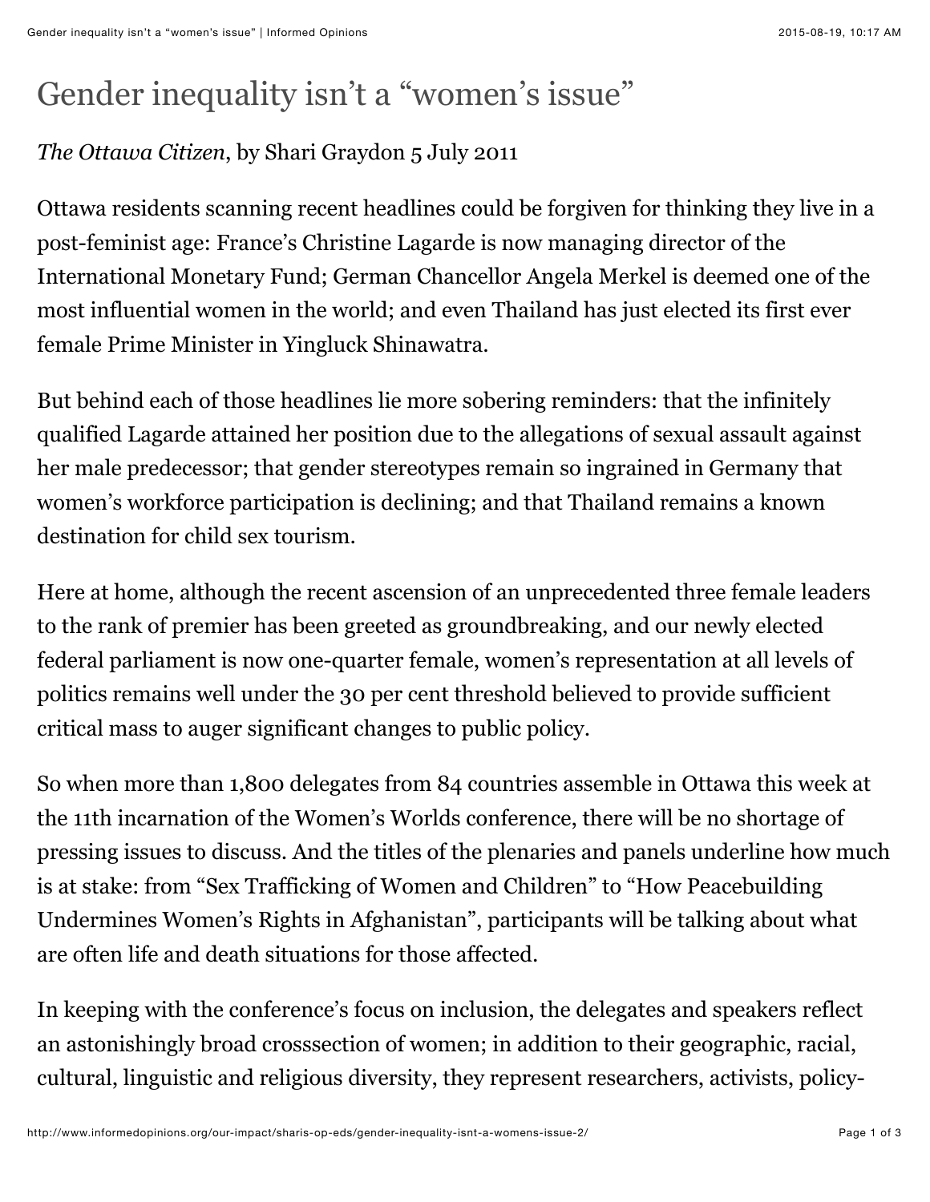# Gender inequality isn't a "women's issue"

*The Ottawa Citizen*, by Shari Graydon 5 July 2011

Ottawa residents scanning recent headlines could be forgiven for thinking they live in a post-feminist age: France's Christine Lagarde is now managing director of the International Monetary Fund; German Chancellor Angela Merkel is deemed one of the most influential women in the world; and even Thailand has just elected its first ever female Prime Minister in Yingluck Shinawatra.

But behind each of those headlines lie more sobering reminders: that the infinitely qualified Lagarde attained her position due to the allegations of sexual assault against her male predecessor; that gender stereotypes remain so ingrained in Germany that women's workforce participation is declining; and that Thailand remains a known destination for child sex tourism.

Here at home, although the recent ascension of an unprecedented three female leaders to the rank of premier has been greeted as groundbreaking, and our newly elected federal parliament is now one-quarter female, women's representation at all levels of politics remains well under the 30 per cent threshold believed to provide sufficient critical mass to auger significant changes to public policy.

So when more than 1,800 delegates from 84 countries assemble in Ottawa this week at the 11th incarnation of the Women's Worlds conference, there will be no shortage of pressing issues to discuss. And the titles of the plenaries and panels underline how much is at stake: from "Sex Trafficking of Women and Children" to "How Peacebuilding Undermines Women's Rights in Afghanistan", participants will be talking about what are often life and death situations for those affected.

In keeping with the conference's focus on inclusion, the delegates and speakers reflect an astonishingly broad crosssection of women; in addition to their geographic, racial, cultural, linguistic and religious diversity, they represent researchers, activists, policy-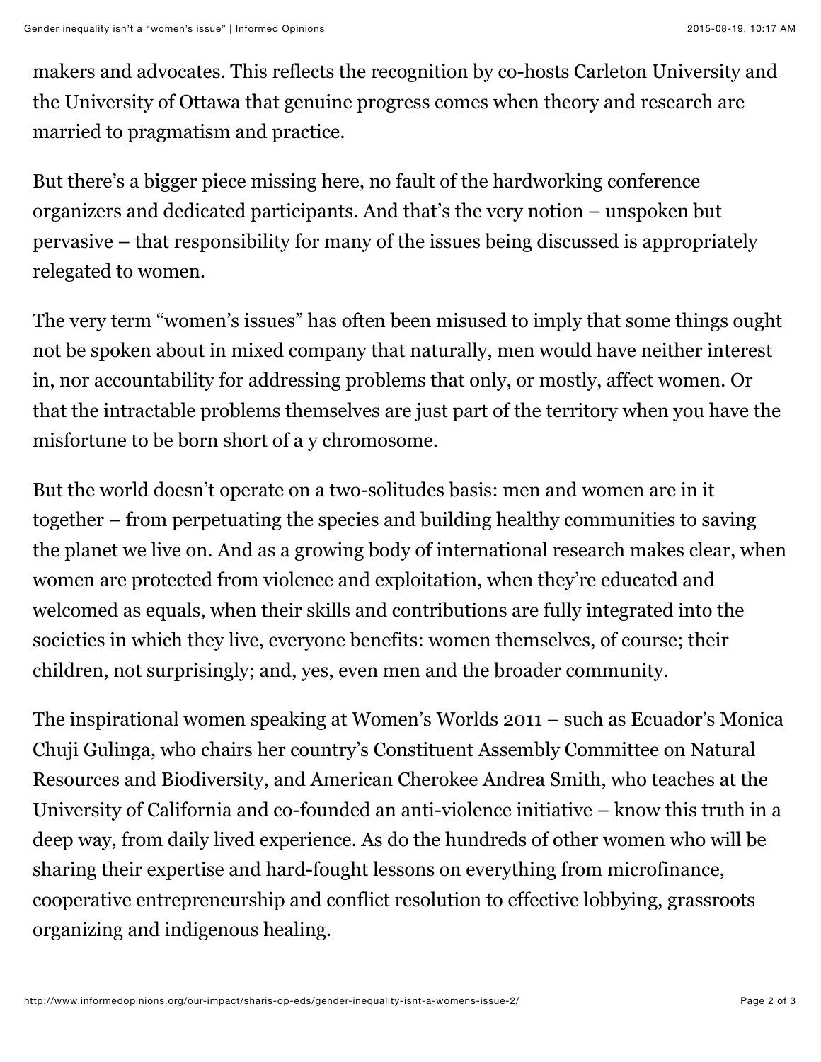makers and advocates. This reflects the recognition by co-hosts Carleton University and the University of Ottawa that genuine progress comes when theory and research are married to pragmatism and practice.

But there's a bigger piece missing here, no fault of the hardworking conference organizers and dedicated participants. And that's the very notion – unspoken but pervasive – that responsibility for many of the issues being discussed is appropriately relegated to women.

The very term "women's issues" has often been misused to imply that some things ought not be spoken about in mixed company that naturally, men would have neither interest in, nor accountability for addressing problems that only, or mostly, affect women. Or that the intractable problems themselves are just part of the territory when you have the misfortune to be born short of a y chromosome.

But the world doesn't operate on a two-solitudes basis: men and women are in it together – from perpetuating the species and building healthy communities to saving the planet we live on. And as a growing body of international research makes clear, when women are protected from violence and exploitation, when they're educated and welcomed as equals, when their skills and contributions are fully integrated into the societies in which they live, everyone benefits: women themselves, of course; their children, not surprisingly; and, yes, even men and the broader community.

The inspirational women speaking at Women's Worlds 2011 – such as Ecuador's Monica Chuji Gulinga, who chairs her country's Constituent Assembly Committee on Natural Resources and Biodiversity, and American Cherokee Andrea Smith, who teaches at the University of California and co-founded an anti-violence initiative – know this truth in a deep way, from daily lived experience. As do the hundreds of other women who will be sharing their expertise and hard-fought lessons on everything from microfinance, cooperative entrepreneurship and conflict resolution to effective lobbying, grassroots organizing and indigenous healing.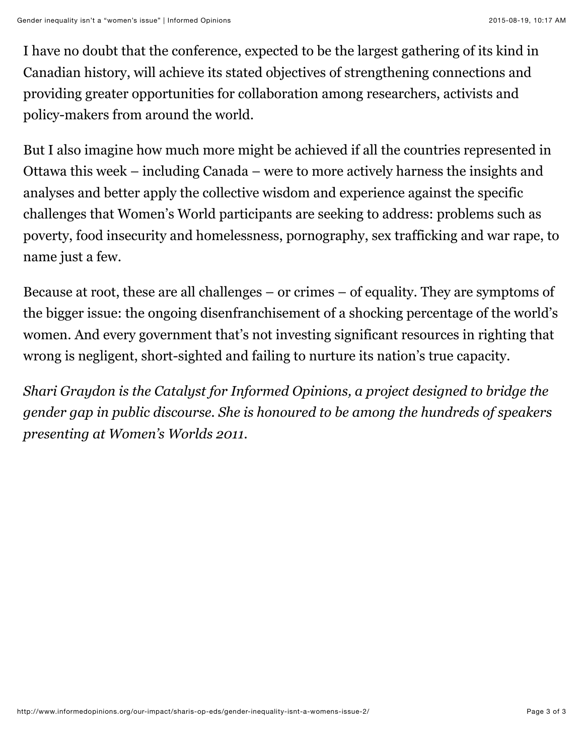I have no doubt that the conference, expected to be the largest gathering of its kind in Canadian history, will achieve its stated objectives of strengthening connections and providing greater opportunities for collaboration among researchers, activists and policy-makers from around the world.

But I also imagine how much more might be achieved if all the countries represented in Ottawa this week – including Canada – were to more actively harness the insights and analyses and better apply the collective wisdom and experience against the specific challenges that Women's World participants are seeking to address: problems such as poverty, food insecurity and homelessness, pornography, sex trafficking and war rape, to name just a few.

Because at root, these are all challenges – or crimes – of equality. They are symptoms of the bigger issue: the ongoing disenfranchisement of a shocking percentage of the world's women. And every government that's not investing significant resources in righting that wrong is negligent, short-sighted and failing to nurture its nation's true capacity.

*Shari Graydon is the Catalyst for Informed Opinions, a project designed to bridge the gender gap in public discourse. She is honoured to be among the hundreds of speakers presenting at Women's Worlds 2011.*